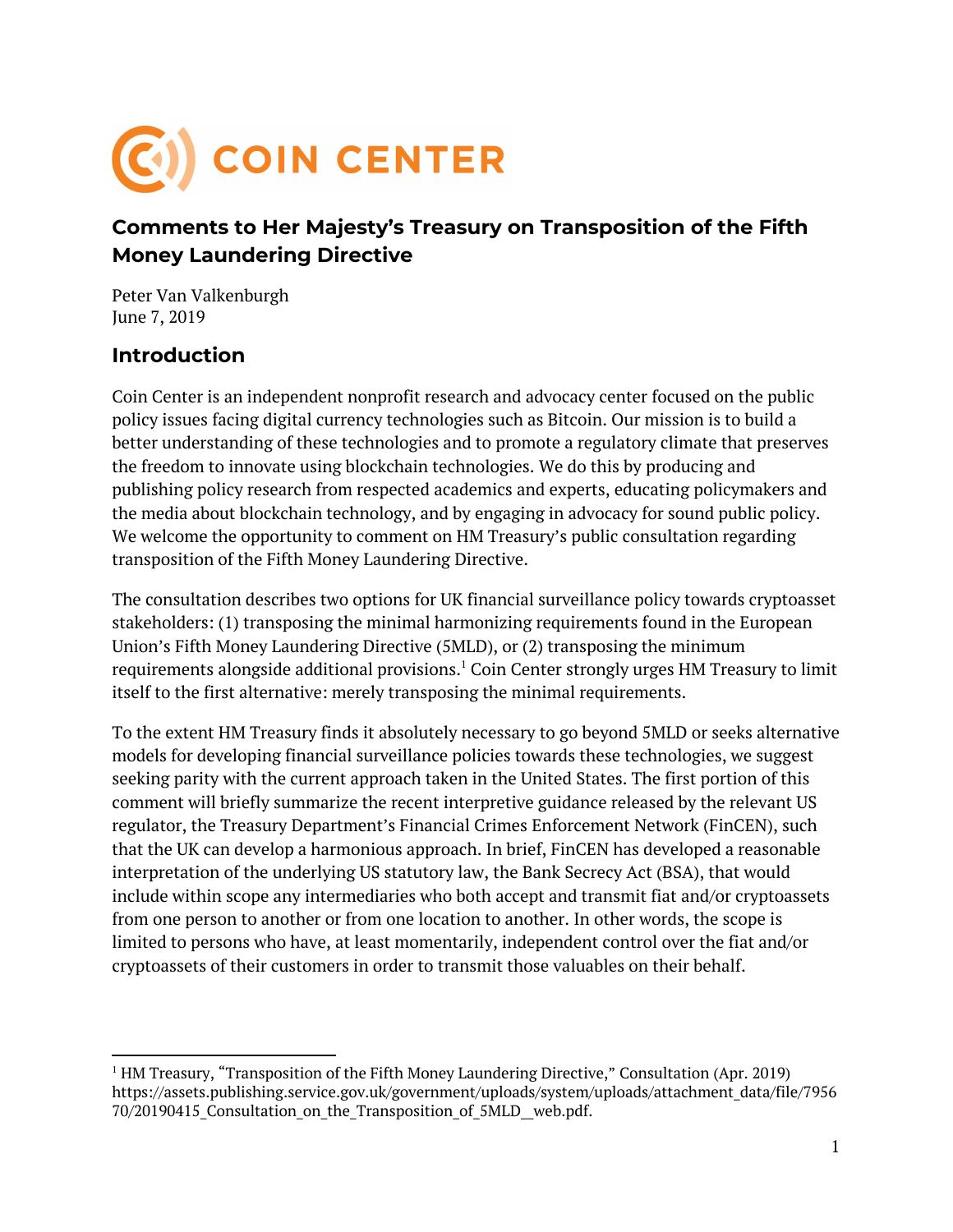# COIN CENTER

## Comments to Her Majesty's Treasury on Transposition of the Fifth Money Laundering Directive

Peter Van Valkenburgh
June 7, 2019

## Introduction

Coin Center is an independent nonprofit research and advocacy center focused on the public policy issues facing digital currency technologies such as Bitcoin. Our mission is to build a better understanding of these technologies and to promote a regulatory climate that preserves the freedom to innovate using blockchain technologies. We do this by producing and publishing policy research from respected academics and experts, educating policymakers and the media about blockchain technology, and by engaging in advocacy for sound public policy. We welcome the opportunity to comment on HM Treasury's public consultation regarding transposition of the Fifth Money Laundering Directive.

The consultation describes two options for UK financial surveillance policy towards cryptoasset stakeholders: (1) transposing the minimal harmonizing requirements found in the European Union's Fifth Money Laundering Directive (5MLD), or (2) transposing the minimum requirements alongside additional provisions.[1] Coin Center strongly urges HM Treasury to limit itself to the first alternative: merely transposing the minimal requirements.

To the extent HM Treasury finds it absolutely necessary to go beyond 5MLD or seeks alternative models for developing financial surveillance policies towards these technologies, we suggest seeking parity with the current approach taken in the United States. The first portion of this comment will briefly summarize the recent interpretive guidance released by the relevant US regulator, the Treasury Department's Financial Crimes Enforcement Network (FinCEN), such that the UK can develop a harmonious approach. In brief, FinCEN has developed a reasonable interpretation of the underlying US statutory law, the Bank Secrecy Act (BSA), that would include within scope any intermediaries who both accept and transmit fiat and/or cryptoassets from one person to another or from one location to another. In other words, the scope is limited to persons who have, at least momentarily, independent control over the fiat and/or cryptoassets of their customers in order to transmit those valuables on their behalf.

---

[1] HM Treasury, "Transposition of the Fifth Money Laundering Directive," Consultation (Apr. 2019) https://assets.publishing.service.gov.uk/government/uploads/system/uploads/attachment_data/file/795670/20190415_Consultation_on_the_Transposition_of_5MLD__web.pdf.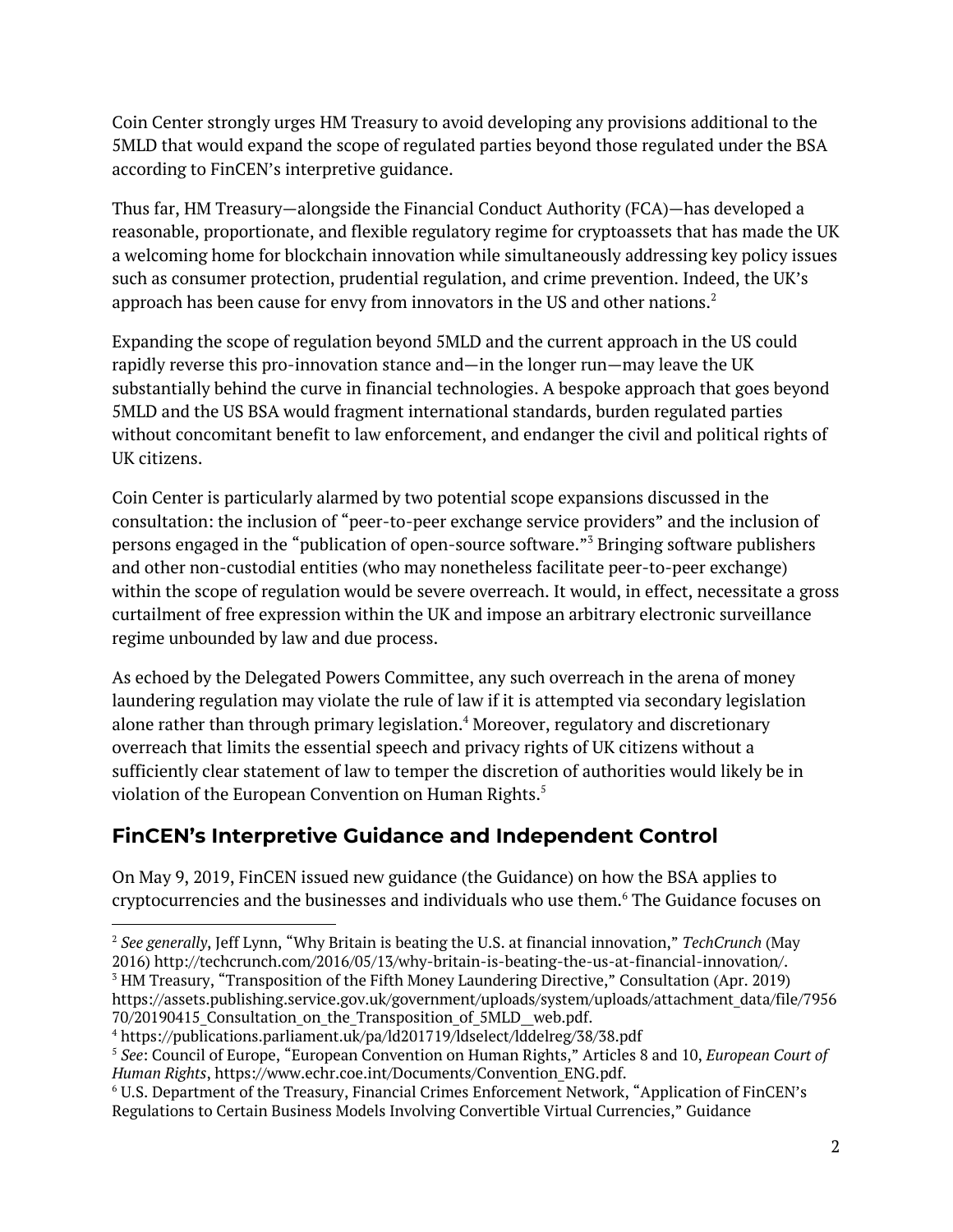Coin Center strongly urges HM Treasury to avoid developing any provisions additional to the 5MLD that would expand the scope of regulated parties beyond those regulated under the BSA according to FinCEN's interpretive guidance.

Thus far, HM Treasury—alongside the Financial Conduct Authority (FCA)—has developed a reasonable, proportionate, and flexible regulatory regime for cryptoassets that has made the UK a welcoming home for blockchain innovation while simultaneously addressing key policy issues such as consumer protection, prudential regulation, and crime prevention. Indeed, the UK's approach has been cause for envy from innovators in the US and other nations.[2]

Expanding the scope of regulation beyond 5MLD and the current approach in the US could rapidly reverse this pro-innovation stance and—in the longer run—may leave the UK substantially behind the curve in financial technologies. A bespoke approach that goes beyond 5MLD and the US BSA would fragment international standards, burden regulated parties without concomitant benefit to law enforcement, and endanger the civil and political rights of UK citizens.

Coin Center is particularly alarmed by two potential scope expansions discussed in the consultation: the inclusion of "peer-to-peer exchange service providers" and the inclusion of persons engaged in the "publication of open-source software."[3] Bringing software publishers and other non-custodial entities (who may nonetheless facilitate peer-to-peer exchange) within the scope of regulation would be severe overreach. It would, in effect, necessitate a gross curtailment of free expression within the UK and impose an arbitrary electronic surveillance regime unbounded by law and due process.

As echoed by the Delegated Powers Committee, any such overreach in the arena of money laundering regulation may violate the rule of law if it is attempted via secondary legislation alone rather than through primary legislation.[4] Moreover, regulatory and discretionary overreach that limits the essential speech and privacy rights of UK citizens without a sufficiently clear statement of law to temper the discretion of authorities would likely be in violation of the European Convention on Human Rights.[5]

## FinCEN's Interpretive Guidance and Independent Control

On May 9, 2019, FinCEN issued new guidance (the Guidance) on how the BSA applies to cryptocurrencies and the businesses and individuals who use them.[6] The Guidance focuses on

---

[2] *See generally*, Jeff Lynn, "Why Britain is beating the U.S. at financial innovation," *TechCrunch* (May 2016) http://techcrunch.com/2016/05/13/why-britain-is-beating-the-us-at-financial-innovation/.

[3] HM Treasury, "Transposition of the Fifth Money Laundering Directive," Consultation (Apr. 2019) https://assets.publishing.service.gov.uk/government/uploads/system/uploads/attachment_data/file/795670/20190415_Consultation_on_the_Transposition_of_5MLD__web.pdf.

[4] https://publications.parliament.uk/pa/ld201719/ldselect/lddelreg/38/38.pdf

[5] *See*: Council of Europe, "European Convention on Human Rights," Articles 8 and 10, *European Court of Human Rights*, https://www.echr.coe.int/Documents/Convention_ENG.pdf.

[6] U.S. Department of the Treasury, Financial Crimes Enforcement Network, "Application of FinCEN's Regulations to Certain Business Models Involving Convertible Virtual Currencies," Guidance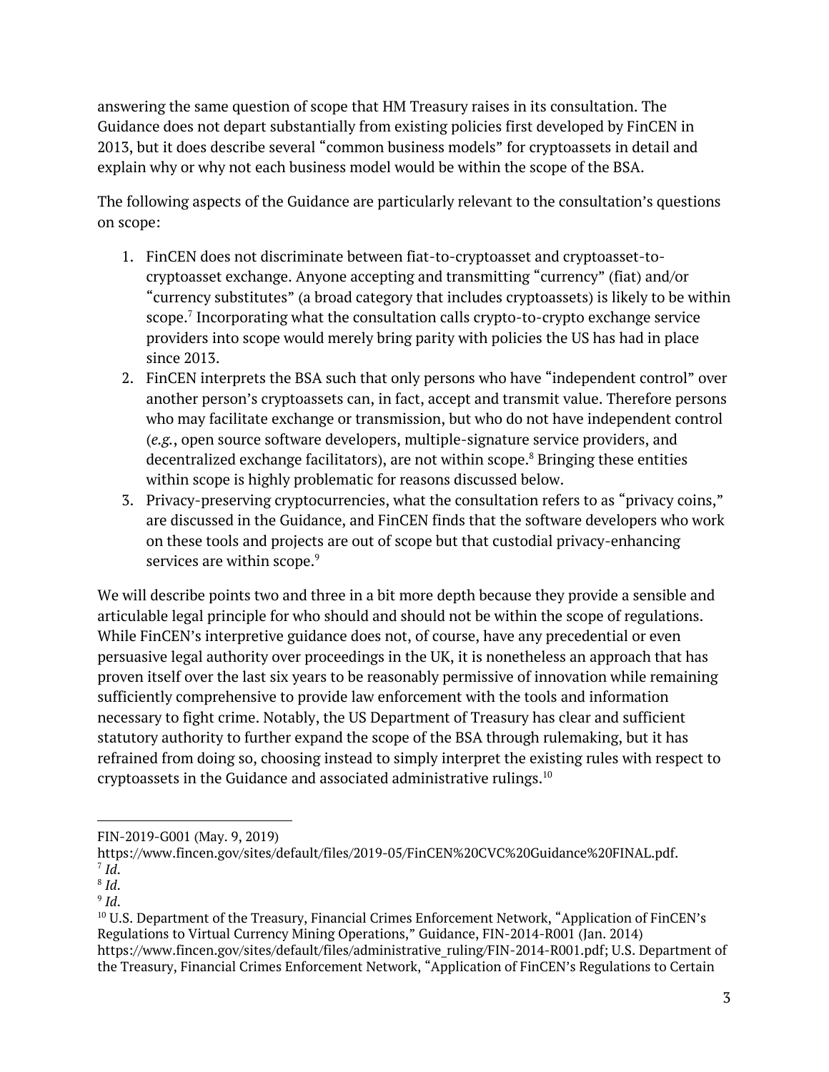answering the same question of scope that HM Treasury raises in its consultation. The Guidance does not depart substantially from existing policies first developed by FinCEN in 2013, but it does describe several "common business models" for cryptoassets in detail and explain why or why not each business model would be within the scope of the BSA.

The following aspects of the Guidance are particularly relevant to the consultation's questions on scope:

1. FinCEN does not discriminate between fiat-to-cryptoasset and cryptoasset-to-cryptoasset exchange. Anyone accepting and transmitting "currency" (fiat) and/or "currency substitutes" (a broad category that includes cryptoassets) is likely to be within scope.[7] Incorporating what the consultation calls crypto-to-crypto exchange service providers into scope would merely bring parity with policies the US has had in place since 2013.
2. FinCEN interprets the BSA such that only persons who have "independent control" over another person's cryptoassets can, in fact, accept and transmit value. Therefore persons who may facilitate exchange or transmission, but who do not have independent control (*e.g.*, open source software developers, multiple-signature service providers, and decentralized exchange facilitators), are not within scope.[8] Bringing these entities within scope is highly problematic for reasons discussed below.
3. Privacy-preserving cryptocurrencies, what the consultation refers to as "privacy coins," are discussed in the Guidance, and FinCEN finds that the software developers who work on these tools and projects are out of scope but that custodial privacy-enhancing services are within scope.[9]

We will describe points two and three in a bit more depth because they provide a sensible and articulable legal principle for who should and should not be within the scope of regulations. While FinCEN's interpretive guidance does not, of course, have any precedential or even persuasive legal authority over proceedings in the UK, it is nonetheless an approach that has proven itself over the last six years to be reasonably permissive of innovation while remaining sufficiently comprehensive to provide law enforcement with the tools and information necessary to fight crime. Notably, the US Department of Treasury has clear and sufficient statutory authority to further expand the scope of the BSA through rulemaking, but it has refrained from doing so, choosing instead to simply interpret the existing rules with respect to cryptoassets in the Guidance and associated administrative rulings.[10]

---

FIN-2019-G001 (May. 9, 2019) https://www.fincen.gov/sites/default/files/2019-05/FinCEN%20CVC%20Guidance%20FINAL.pdf.

[7] *Id.*

[8] *Id.*

[9] *Id.*

[10] U.S. Department of the Treasury, Financial Crimes Enforcement Network, "Application of FinCEN's Regulations to Virtual Currency Mining Operations," Guidance, FIN-2014-R001 (Jan. 2014) https://www.fincen.gov/sites/default/files/administrative_ruling/FIN-2014-R001.pdf; U.S. Department of the Treasury, Financial Crimes Enforcement Network, "Application of FinCEN's Regulations to Certain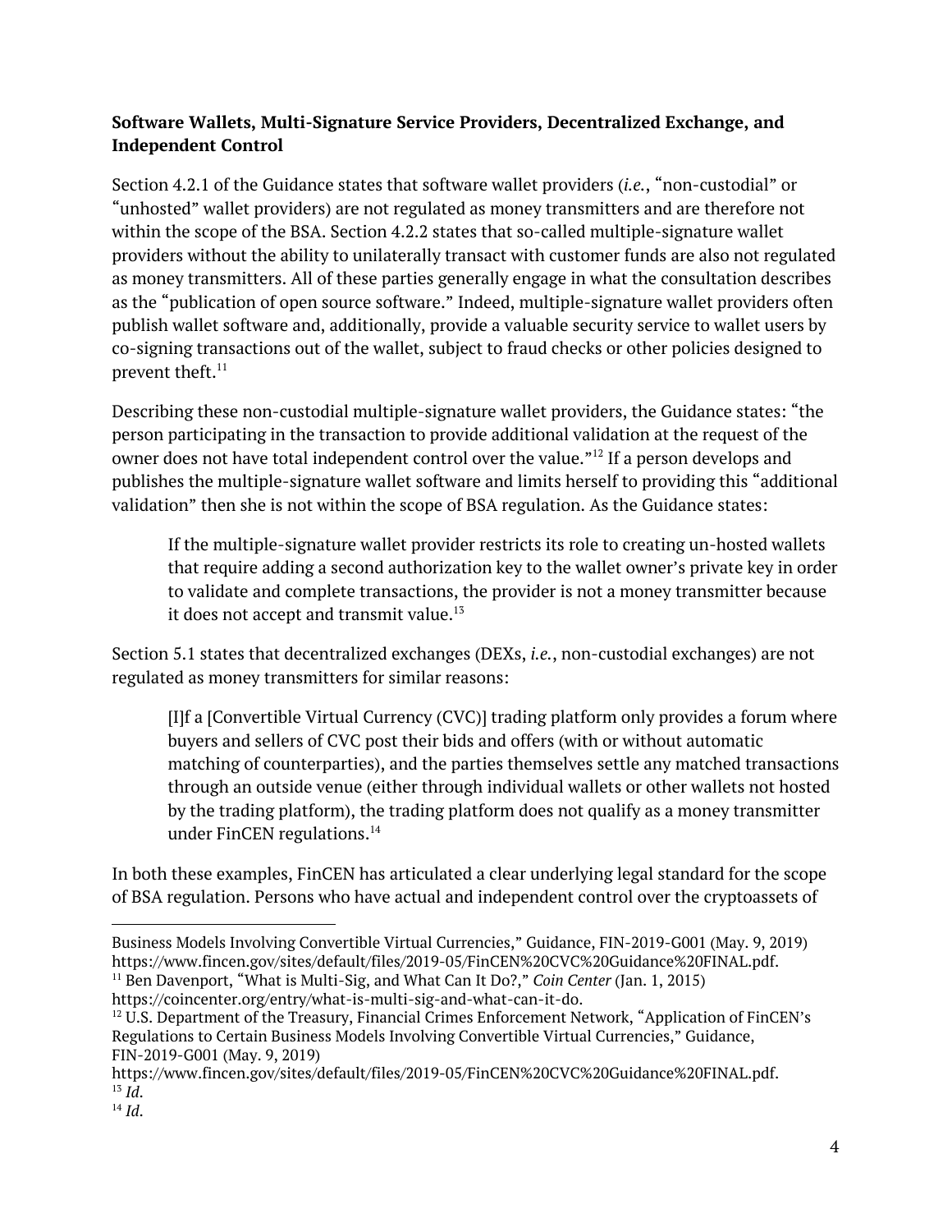**Software Wallets, Multi-Signature Service Providers, Decentralized Exchange, and Independent Control**

Section 4.2.1 of the Guidance states that software wallet providers (*i.e.*, "non-custodial" or "unhosted" wallet providers) are not regulated as money transmitters and are therefore not within the scope of the BSA. Section 4.2.2 states that so-called multiple-signature wallet providers without the ability to unilaterally transact with customer funds are also not regulated as money transmitters. All of these parties generally engage in what the consultation describes as the "publication of open source software." Indeed, multiple-signature wallet providers often publish wallet software and, additionally, provide a valuable security service to wallet users by co-signing transactions out of the wallet, subject to fraud checks or other policies designed to prevent theft.[11]

Describing these non-custodial multiple-signature wallet providers, the Guidance states: "the person participating in the transaction to provide additional validation at the request of the owner does not have total independent control over the value."[12] If a person develops and publishes the multiple-signature wallet software and limits herself to providing this "additional validation" then she is not within the scope of BSA regulation. As the Guidance states:

> If the multiple-signature wallet provider restricts its role to creating un-hosted wallets that require adding a second authorization key to the wallet owner's private key in order to validate and complete transactions, the provider is not a money transmitter because it does not accept and transmit value.[13]

Section 5.1 states that decentralized exchanges (DEXs, *i.e.*, non-custodial exchanges) are not regulated as money transmitters for similar reasons:

> [I]f a [Convertible Virtual Currency (CVC)] trading platform only provides a forum where buyers and sellers of CVC post their bids and offers (with or without automatic matching of counterparties), and the parties themselves settle any matched transactions through an outside venue (either through individual wallets or other wallets not hosted by the trading platform), the trading platform does not qualify as a money transmitter under FinCEN regulations.[14]

In both these examples, FinCEN has articulated a clear underlying legal standard for the scope of BSA regulation. Persons who have actual and independent control over the cryptoassets of

---

Business Models Involving Convertible Virtual Currencies," Guidance, FIN-2019-G001 (May. 9, 2019) https://www.fincen.gov/sites/default/files/2019-05/FinCEN%20CVC%20Guidance%20FINAL.pdf.

[11] Ben Davenport, "What is Multi-Sig, and What Can It Do?," *Coin Center* (Jan. 1, 2015) https://coincenter.org/entry/what-is-multi-sig-and-what-can-it-do.

[12] U.S. Department of the Treasury, Financial Crimes Enforcement Network, "Application of FinCEN's Regulations to Certain Business Models Involving Convertible Virtual Currencies," Guidance, FIN-2019-G001 (May. 9, 2019) https://www.fincen.gov/sites/default/files/2019-05/FinCEN%20CVC%20Guidance%20FINAL.pdf.

[13] *Id.*

[14] *Id.*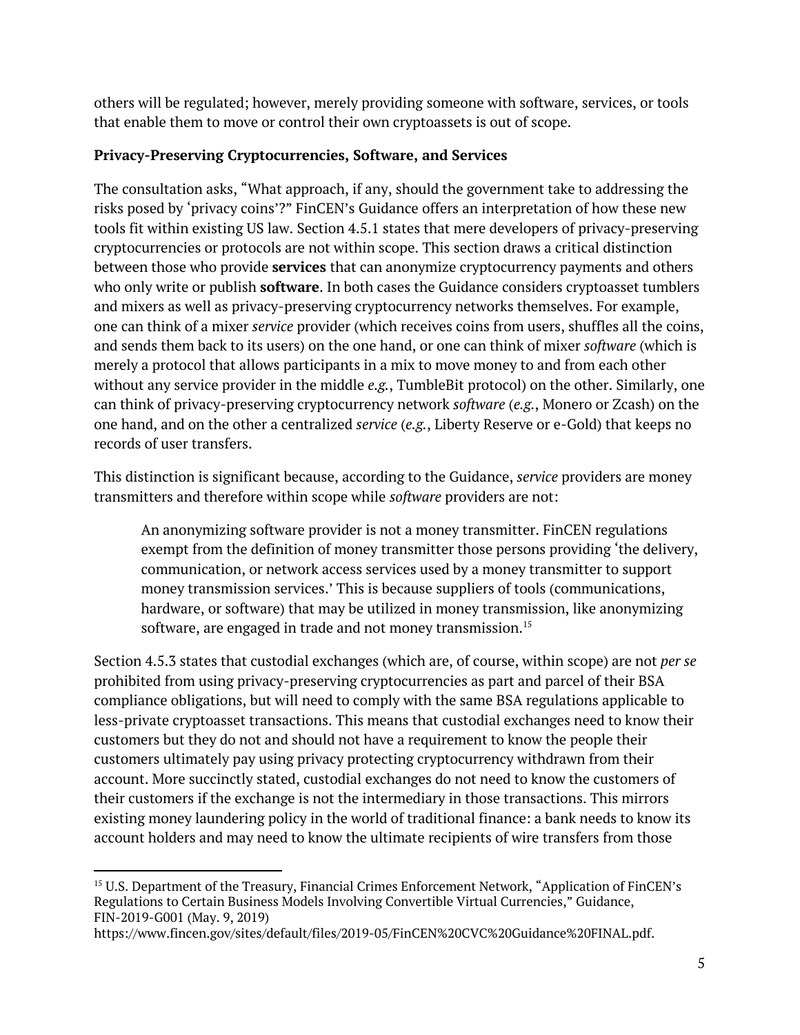others will be regulated; however, merely providing someone with software, services, or tools that enable them to move or control their own cryptoassets is out of scope.

**Privacy-Preserving Cryptocurrencies, Software, and Services**

The consultation asks, "What approach, if any, should the government take to addressing the risks posed by 'privacy coins'?" FinCEN's Guidance offers an interpretation of how these new tools fit within existing US law. Section 4.5.1 states that mere developers of privacy-preserving cryptocurrencies or protocols are not within scope. This section draws a critical distinction between those who provide **services** that can anonymize cryptocurrency payments and others who only write or publish **software**. In both cases the Guidance considers cryptoasset tumblers and mixers as well as privacy-preserving cryptocurrency networks themselves. For example, one can think of a mixer *service* provider (which receives coins from users, shuffles all the coins, and sends them back to its users) on the one hand, or one can think of mixer *software* (which is merely a protocol that allows participants in a mix to move money to and from each other without any service provider in the middle *e.g.*, TumbleBit protocol) on the other. Similarly, one can think of privacy-preserving cryptocurrency network *software* (*e.g.*, Monero or Zcash) on the one hand, and on the other a centralized *service* (*e.g.*, Liberty Reserve or e-Gold) that keeps no records of user transfers.

This distinction is significant because, according to the Guidance, *service* providers are money transmitters and therefore within scope while *software* providers are not:

> An anonymizing software provider is not a money transmitter. FinCEN regulations exempt from the definition of money transmitter those persons providing 'the delivery, communication, or network access services used by a money transmitter to support money transmission services.' This is because suppliers of tools (communications, hardware, or software) that may be utilized in money transmission, like anonymizing software, are engaged in trade and not money transmission.[15]

Section 4.5.3 states that custodial exchanges (which are, of course, within scope) are not *per se* prohibited from using privacy-preserving cryptocurrencies as part and parcel of their BSA compliance obligations, but will need to comply with the same BSA regulations applicable to less-private cryptoasset transactions. This means that custodial exchanges need to know their customers but they do not and should not have a requirement to know the people their customers ultimately pay using privacy protecting cryptocurrency withdrawn from their account. More succinctly stated, custodial exchanges do not need to know the customers of their customers if the exchange is not the intermediary in those transactions. This mirrors existing money laundering policy in the world of traditional finance: a bank needs to know its account holders and may need to know the ultimate recipients of wire transfers from those

---

[15] U.S. Department of the Treasury, Financial Crimes Enforcement Network, "Application of FinCEN's Regulations to Certain Business Models Involving Convertible Virtual Currencies," Guidance, FIN-2019-G001 (May. 9, 2019) https://www.fincen.gov/sites/default/files/2019-05/FinCEN%20CVC%20Guidance%20FINAL.pdf.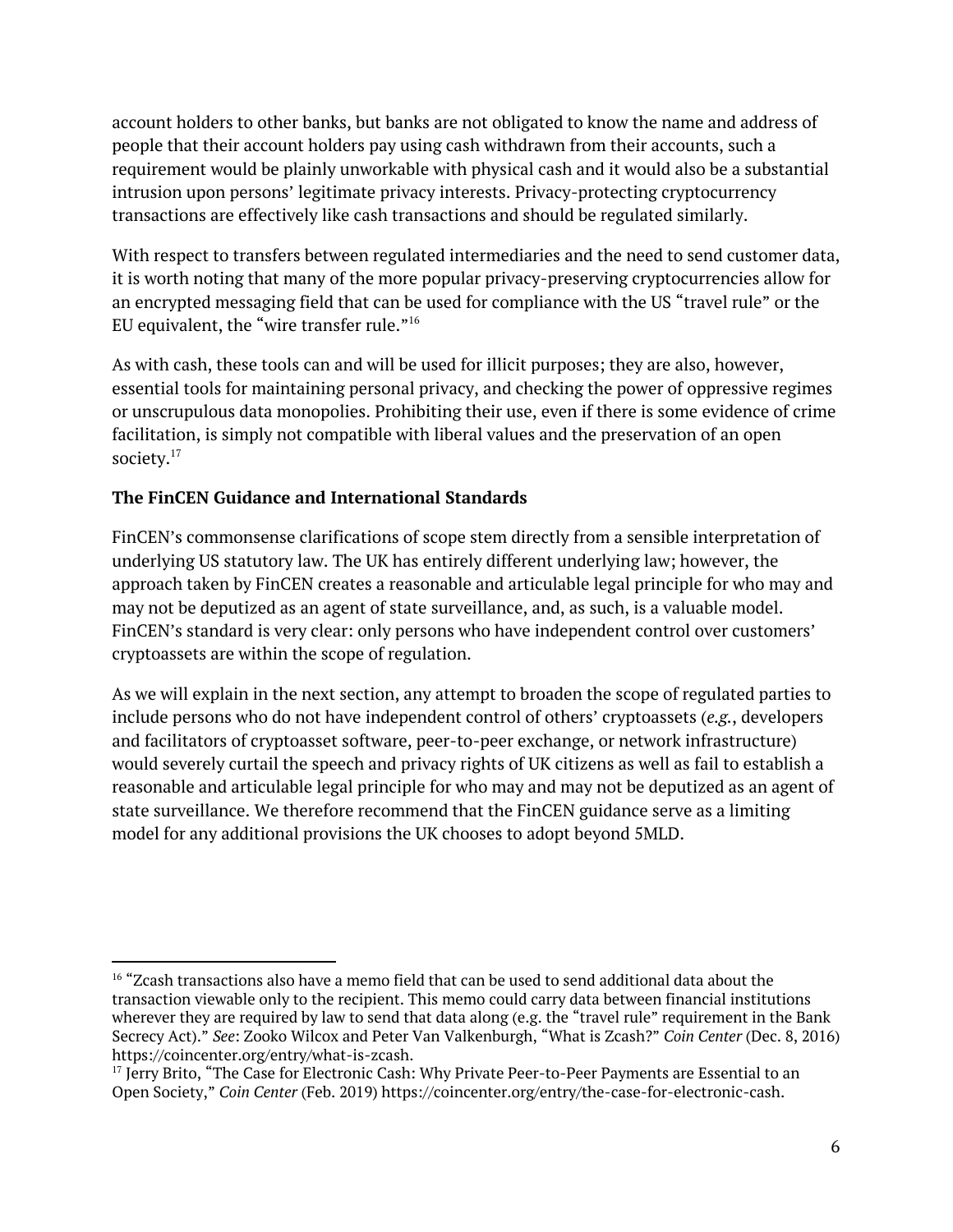account holders to other banks, but banks are not obligated to know the name and address of people that their account holders pay using cash withdrawn from their accounts, such a requirement would be plainly unworkable with physical cash and it would also be a substantial intrusion upon persons' legitimate privacy interests. Privacy-protecting cryptocurrency transactions are effectively like cash transactions and should be regulated similarly.

With respect to transfers between regulated intermediaries and the need to send customer data, it is worth noting that many of the more popular privacy-preserving cryptocurrencies allow for an encrypted messaging field that can be used for compliance with the US "travel rule" or the EU equivalent, the "wire transfer rule."[16]

As with cash, these tools can and will be used for illicit purposes; they are also, however, essential tools for maintaining personal privacy, and checking the power of oppressive regimes or unscrupulous data monopolies. Prohibiting their use, even if there is some evidence of crime facilitation, is simply not compatible with liberal values and the preservation of an open society.[17]

**The FinCEN Guidance and International Standards**

FinCEN's commonsense clarifications of scope stem directly from a sensible interpretation of underlying US statutory law. The UK has entirely different underlying law; however, the approach taken by FinCEN creates a reasonable and articulable legal principle for who may and may not be deputized as an agent of state surveillance, and, as such, is a valuable model. FinCEN's standard is very clear: only persons who have independent control over customers' cryptoassets are within the scope of regulation.

As we will explain in the next section, any attempt to broaden the scope of regulated parties to include persons who do not have independent control of others' cryptoassets (*e.g.*, developers and facilitators of cryptoasset software, peer-to-peer exchange, or network infrastructure) would severely curtail the speech and privacy rights of UK citizens as well as fail to establish a reasonable and articulable legal principle for who may and may not be deputized as an agent of state surveillance. We therefore recommend that the FinCEN guidance serve as a limiting model for any additional provisions the UK chooses to adopt beyond 5MLD.

---

[16] "Zcash transactions also have a memo field that can be used to send additional data about the transaction viewable only to the recipient. This memo could carry data between financial institutions wherever they are required by law to send that data along (e.g. the "travel rule" requirement in the Bank Secrecy Act)." *See*: Zooko Wilcox and Peter Van Valkenburgh, "What is Zcash?" *Coin Center* (Dec. 8, 2016) https://coincenter.org/entry/what-is-zcash.

[17] Jerry Brito, "The Case for Electronic Cash: Why Private Peer-to-Peer Payments are Essential to an Open Society," *Coin Center* (Feb. 2019) https://coincenter.org/entry/the-case-for-electronic-cash.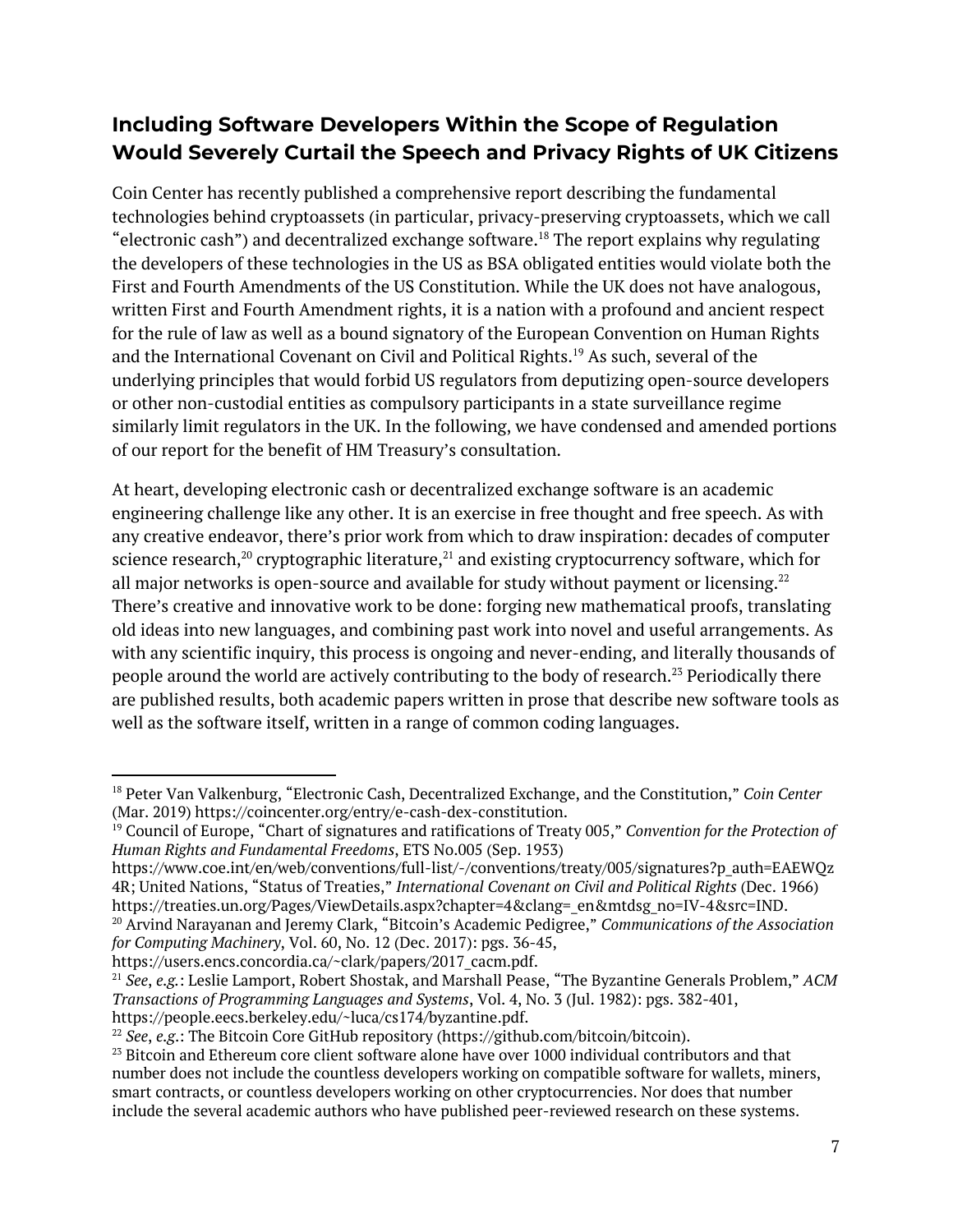## Including Software Developers Within the Scope of Regulation Would Severely Curtail the Speech and Privacy Rights of UK Citizens

Coin Center has recently published a comprehensive report describing the fundamental technologies behind cryptoassets (in particular, privacy-preserving cryptoassets, which we call "electronic cash") and decentralized exchange software.[18] The report explains why regulating the developers of these technologies in the US as BSA obligated entities would violate both the First and Fourth Amendments of the US Constitution. While the UK does not have analogous, written First and Fourth Amendment rights, it is a nation with a profound and ancient respect for the rule of law as well as a bound signatory of the European Convention on Human Rights and the International Covenant on Civil and Political Rights.[19] As such, several of the underlying principles that would forbid US regulators from deputizing open-source developers or other non-custodial entities as compulsory participants in a state surveillance regime similarly limit regulators in the UK. In the following, we have condensed and amended portions of our report for the benefit of HM Treasury's consultation.

At heart, developing electronic cash or decentralized exchange software is an academic engineering challenge like any other. It is an exercise in free thought and free speech. As with any creative endeavor, there's prior work from which to draw inspiration: decades of computer science research,[20] cryptographic literature,[21] and existing cryptocurrency software, which for all major networks is open-source and available for study without payment or licensing.[22] There's creative and innovative work to be done: forging new mathematical proofs, translating old ideas into new languages, and combining past work into novel and useful arrangements. As with any scientific inquiry, this process is ongoing and never-ending, and literally thousands of people around the world are actively contributing to the body of research.[23] Periodically there are published results, both academic papers written in prose that describe new software tools as well as the software itself, written in a range of common coding languages.

---

[18] Peter Van Valkenburg, "Electronic Cash, Decentralized Exchange, and the Constitution," *Coin Center* (Mar. 2019) https://coincenter.org/entry/e-cash-dex-constitution.

[19] Council of Europe, "Chart of signatures and ratifications of Treaty 005," *Convention for the Protection of Human Rights and Fundamental Freedoms*, ETS No.005 (Sep. 1953) https://www.coe.int/en/web/conventions/full-list/-/conventions/treaty/005/signatures?p_auth=EAEWQz4R; United Nations, "Status of Treaties," *International Covenant on Civil and Political Rights* (Dec. 1966) https://treaties.un.org/Pages/ViewDetails.aspx?chapter=4&clang=_en&mtdsg_no=IV-4&src=IND.

[20] Arvind Narayanan and Jeremy Clark, "Bitcoin's Academic Pedigree," *Communications of the Association for Computing Machinery*, Vol. 60, No. 12 (Dec. 2017): pgs. 36-45, https://users.encs.concordia.ca/~clark/papers/2017_cacm.pdf.

[21] *See, e.g.*: Leslie Lamport, Robert Shostak, and Marshall Pease, "The Byzantine Generals Problem," *ACM Transactions of Programming Languages and Systems*, Vol. 4, No. 3 (Jul. 1982): pgs. 382-401, https://people.eecs.berkeley.edu/~luca/cs174/byzantine.pdf.

[22] *See, e.g.*: The Bitcoin Core GitHub repository (https://github.com/bitcoin/bitcoin).

[23] Bitcoin and Ethereum core client software alone have over 1000 individual contributors and that number does not include the countless developers working on compatible software for wallets, miners, smart contracts, or countless developers working on other cryptocurrencies. Nor does that number include the several academic authors who have published peer-reviewed research on these systems.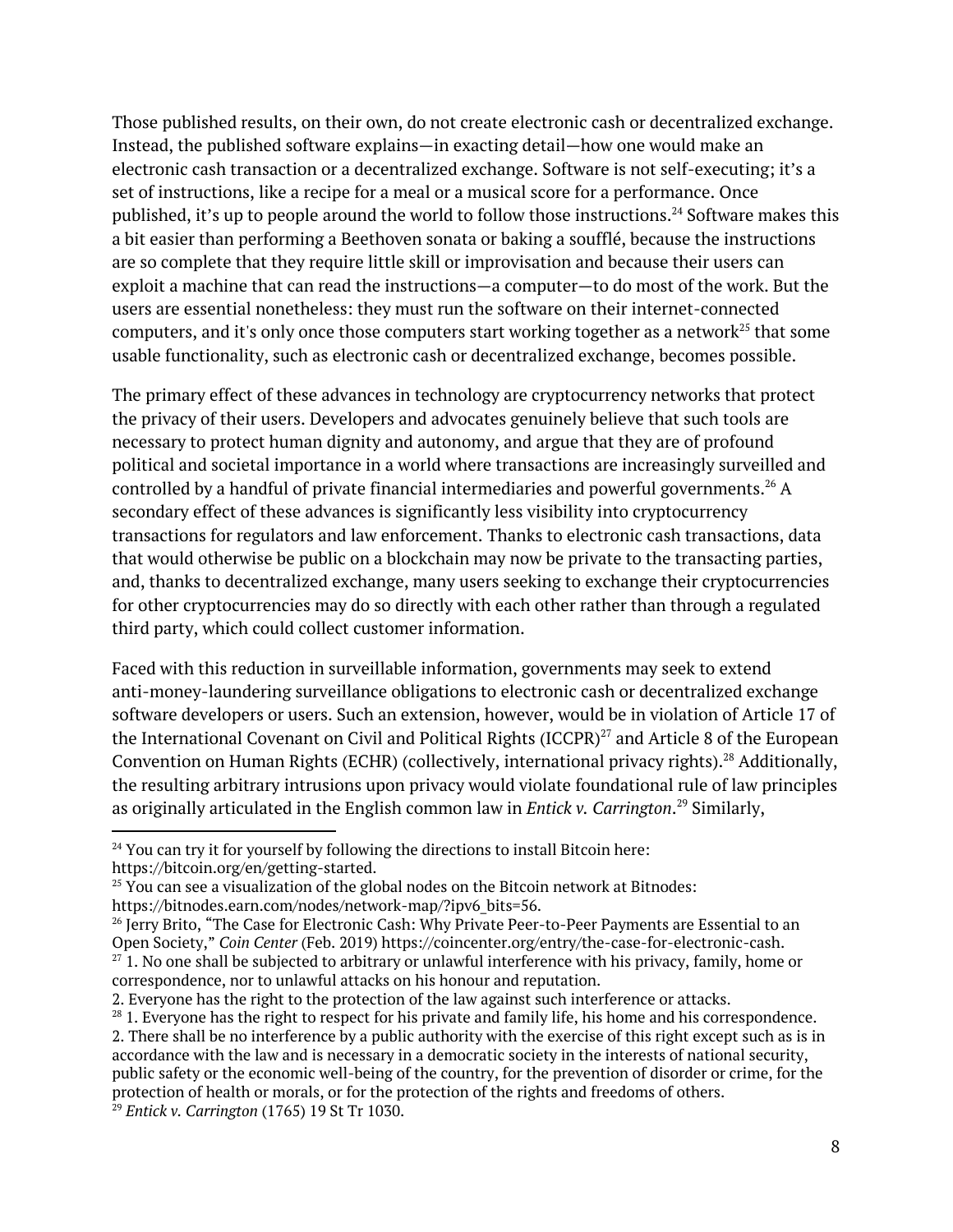Those published results, on their own, do not create electronic cash or decentralized exchange. Instead, the published software explains—in exacting detail—how one would make an electronic cash transaction or a decentralized exchange. Software is not self-executing; it's a set of instructions, like a recipe for a meal or a musical score for a performance. Once published, it's up to people around the world to follow those instructions.[24] Software makes this a bit easier than performing a Beethoven sonata or baking a soufflé, because the instructions are so complete that they require little skill or improvisation and because their users can exploit a machine that can read the instructions—a computer—to do most of the work. But the users are essential nonetheless: they must run the software on their internet-connected computers, and it's only once those computers start working together as a network[25] that some usable functionality, such as electronic cash or decentralized exchange, becomes possible.

The primary effect of these advances in technology are cryptocurrency networks that protect the privacy of their users. Developers and advocates genuinely believe that such tools are necessary to protect human dignity and autonomy, and argue that they are of profound political and societal importance in a world where transactions are increasingly surveilled and controlled by a handful of private financial intermediaries and powerful governments.[26] A secondary effect of these advances is significantly less visibility into cryptocurrency transactions for regulators and law enforcement. Thanks to electronic cash transactions, data that would otherwise be public on a blockchain may now be private to the transacting parties, and, thanks to decentralized exchange, many users seeking to exchange their cryptocurrencies for other cryptocurrencies may do so directly with each other rather than through a regulated third party, which could collect customer information.

Faced with this reduction in surveillable information, governments may seek to extend anti-money-laundering surveillance obligations to electronic cash or decentralized exchange software developers or users. Such an extension, however, would be in violation of Article 17 of the International Covenant on Civil and Political Rights (ICCPR)[27] and Article 8 of the European Convention on Human Rights (ECHR) (collectively, international privacy rights).[28] Additionally, the resulting arbitrary intrusions upon privacy would violate foundational rule of law principles as originally articulated in the English common law in *Entick v. Carrington*.[29] Similarly,

---

[24] You can try it for yourself by following the directions to install Bitcoin here: https://bitcoin.org/en/getting-started.

[25] You can see a visualization of the global nodes on the Bitcoin network at Bitnodes: https://bitnodes.earn.com/nodes/network-map/?ipv6_bits=56.

[26] Jerry Brito, "The Case for Electronic Cash: Why Private Peer-to-Peer Payments are Essential to an Open Society," *Coin Center* (Feb. 2019) https://coincenter.org/entry/the-case-for-electronic-cash.

[27] 1. No one shall be subjected to arbitrary or unlawful interference with his privacy, family, home or correspondence, nor to unlawful attacks on his honour and reputation.
2. Everyone has the right to the protection of the law against such interference or attacks.

[28] 1. Everyone has the right to respect for his private and family life, his home and his correspondence.
2. There shall be no interference by a public authority with the exercise of this right except such as is in accordance with the law and is necessary in a democratic society in the interests of national security, public safety or the economic well-being of the country, for the prevention of disorder or crime, for the protection of health or morals, or for the protection of the rights and freedoms of others.

[29] *Entick v. Carrington* (1765) 19 St Tr 1030.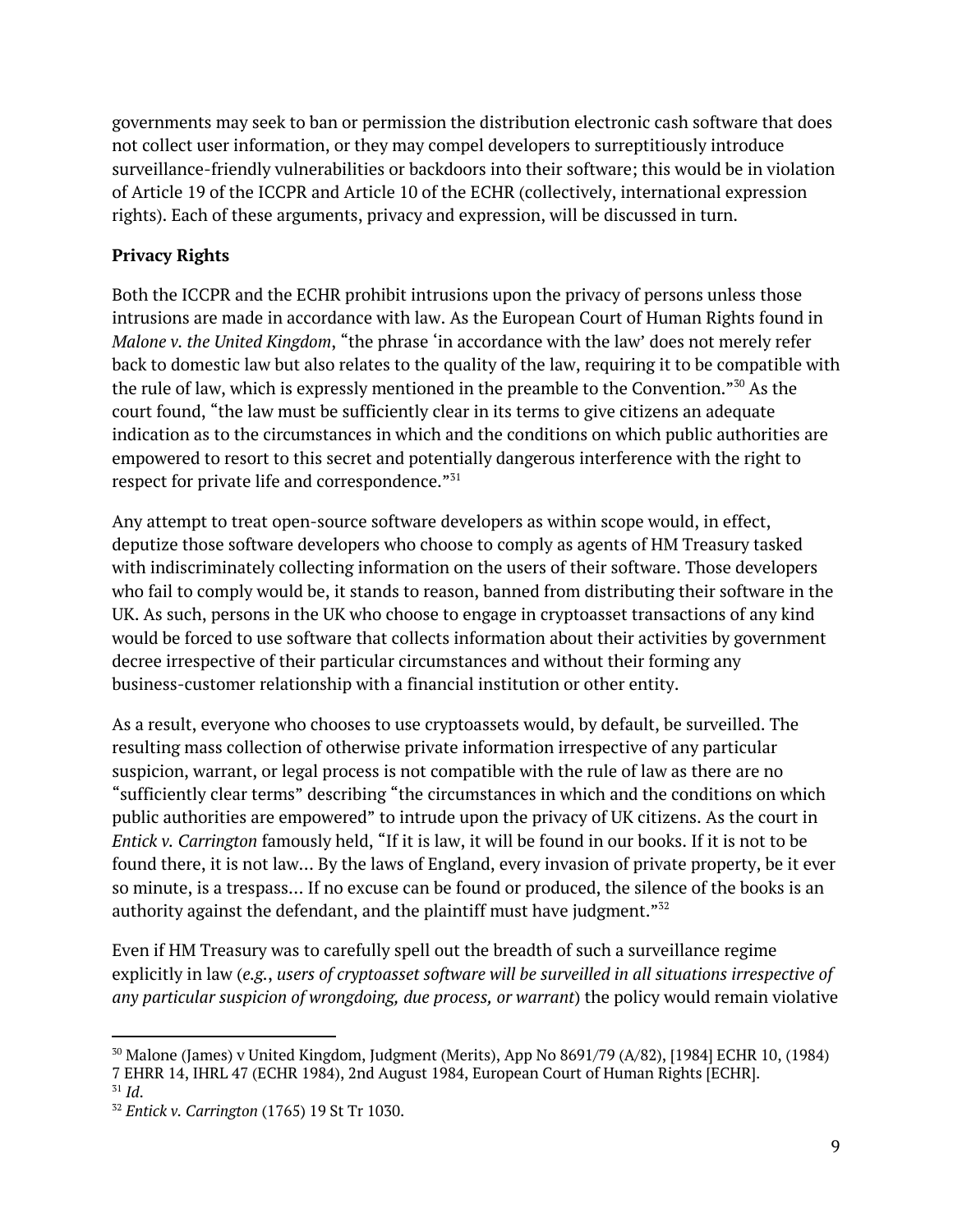governments may seek to ban or permission the distribution electronic cash software that does not collect user information, or they may compel developers to surreptitiously introduce surveillance-friendly vulnerabilities or backdoors into their software; this would be in violation of Article 19 of the ICCPR and Article 10 of the ECHR (collectively, international expression rights). Each of these arguments, privacy and expression, will be discussed in turn.

**Privacy Rights**

Both the ICCPR and the ECHR prohibit intrusions upon the privacy of persons unless those intrusions are made in accordance with law. As the European Court of Human Rights found in *Malone v. the United Kingdom*, "the phrase 'in accordance with the law' does not merely refer back to domestic law but also relates to the quality of the law, requiring it to be compatible with the rule of law, which is expressly mentioned in the preamble to the Convention."[30] As the court found, "the law must be sufficiently clear in its terms to give citizens an adequate indication as to the circumstances in which and the conditions on which public authorities are empowered to resort to this secret and potentially dangerous interference with the right to respect for private life and correspondence."[31]

Any attempt to treat open-source software developers as within scope would, in effect, deputize those software developers who choose to comply as agents of HM Treasury tasked with indiscriminately collecting information on the users of their software. Those developers who fail to comply would be, it stands to reason, banned from distributing their software in the UK. As such, persons in the UK who choose to engage in cryptoasset transactions of any kind would be forced to use software that collects information about their activities by government decree irrespective of their particular circumstances and without their forming any business-customer relationship with a financial institution or other entity.

As a result, everyone who chooses to use cryptoassets would, by default, be surveilled. The resulting mass collection of otherwise private information irrespective of any particular suspicion, warrant, or legal process is not compatible with the rule of law as there are no "sufficiently clear terms" describing "the circumstances in which and the conditions on which public authorities are empowered" to intrude upon the privacy of UK citizens. As the court in *Entick v. Carrington* famously held, "If it is law, it will be found in our books. If it is not to be found there, it is not law… By the laws of England, every invasion of private property, be it ever so minute, is a trespass… If no excuse can be found or produced, the silence of the books is an authority against the defendant, and the plaintiff must have judgment."[32]

Even if HM Treasury was to carefully spell out the breadth of such a surveillance regime explicitly in law (*e.g.*, *users of cryptoasset software will be surveilled in all situations irrespective of any particular suspicion of wrongdoing, due process, or warrant*) the policy would remain violative

---

[30] Malone (James) v United Kingdom, Judgment (Merits), App No 8691/79 (A/82), [1984] ECHR 10, (1984) 7 EHRR 14, IHRL 47 (ECHR 1984), 2nd August 1984, European Court of Human Rights [ECHR].

[31] *Id*.

[32] *Entick v. Carrington* (1765) 19 St Tr 1030.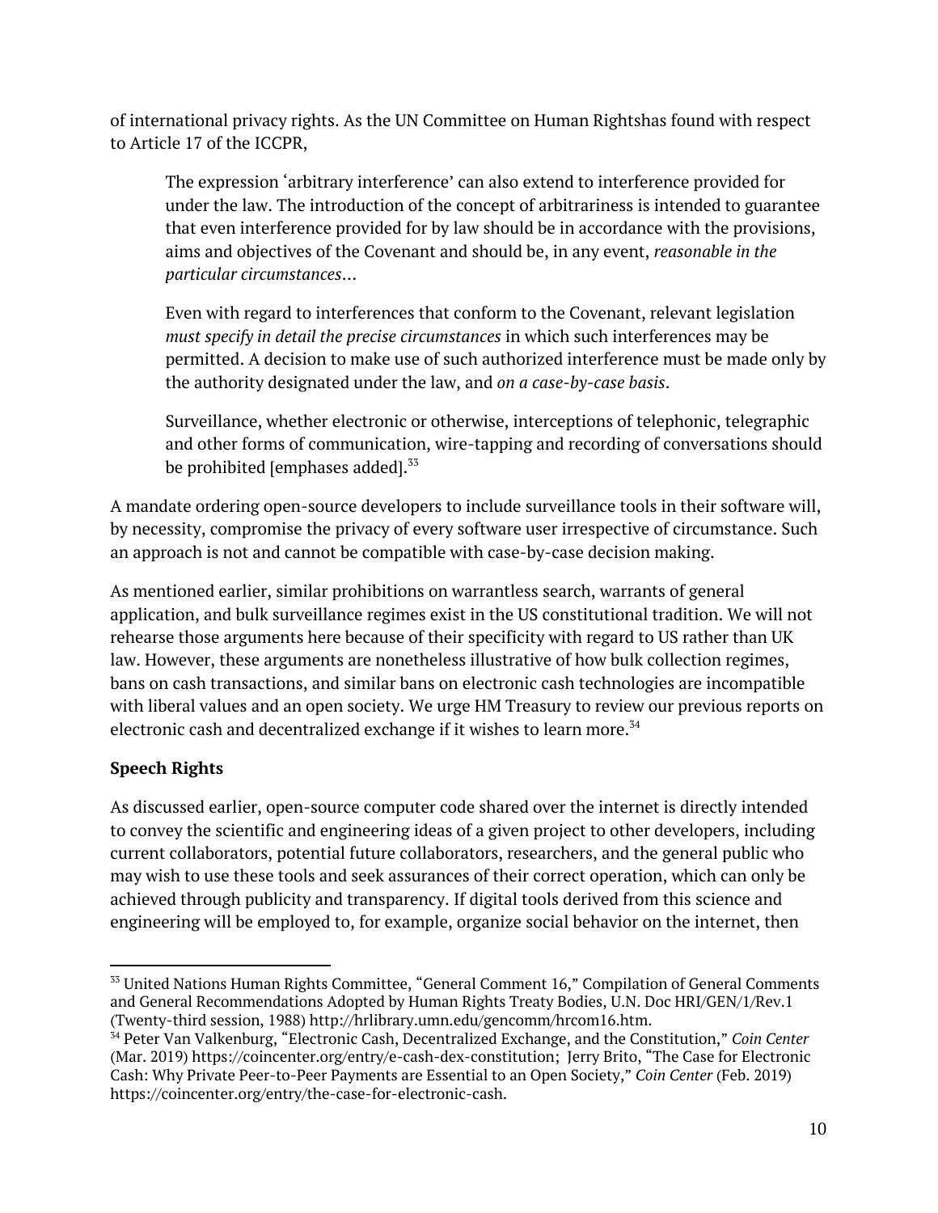of international privacy rights. As the UN Committee on Human Rightshas found with respect to Article 17 of the ICCPR,

> The expression ‘arbitrary interference’ can also extend to interference provided for under the law. The introduction of the concept of arbitrariness is intended to guarantee that even interference provided for by law should be in accordance with the provisions, aims and objectives of the Covenant and should be, in any event, *reasonable in the particular circumstances*…
>
> Even with regard to interferences that conform to the Covenant, relevant legislation *must specify in detail the precise circumstances* in which such interferences may be permitted. A decision to make use of such authorized interference must be made only by the authority designated under the law, and *on a case-by-case basis*.
>
> Surveillance, whether electronic or otherwise, interceptions of telephonic, telegraphic and other forms of communication, wire-tapping and recording of conversations should be prohibited [emphases added].[33]

A mandate ordering open-source developers to include surveillance tools in their software will, by necessity, compromise the privacy of every software user irrespective of circumstance. Such an approach is not and cannot be compatible with case-by-case decision making.

As mentioned earlier, similar prohibitions on warrantless search, warrants of general application, and bulk surveillance regimes exist in the US constitutional tradition. We will not rehearse those arguments here because of their specificity with regard to US rather than UK law. However, these arguments are nonetheless illustrative of how bulk collection regimes, bans on cash transactions, and similar bans on electronic cash technologies are incompatible with liberal values and an open society. We urge HM Treasury to review our previous reports on electronic cash and decentralized exchange if it wishes to learn more.[34]

**Speech Rights**

As discussed earlier, open-source computer code shared over the internet is directly intended to convey the scientific and engineering ideas of a given project to other developers, including current collaborators, potential future collaborators, researchers, and the general public who may wish to use these tools and seek assurances of their correct operation, which can only be achieved through publicity and transparency. If digital tools derived from this science and engineering will be employed to, for example, organize social behavior on the internet, then

---

[33] United Nations Human Rights Committee, “General Comment 16,” Compilation of General Comments and General Recommendations Adopted by Human Rights Treaty Bodies, U.N. Doc HRI/GEN/1/Rev.1 (Twenty-third session, 1988) http://hrlibrary.umn.edu/gencomm/hrcom16.htm.

[34] Peter Van Valkenburg, “Electronic Cash, Decentralized Exchange, and the Constitution,” *Coin Center* (Mar. 2019) https://coincenter.org/entry/e-cash-dex-constitution; Jerry Brito, “The Case for Electronic Cash: Why Private Peer-to-Peer Payments are Essential to an Open Society,” *Coin Center* (Feb. 2019) https://coincenter.org/entry/the-case-for-electronic-cash.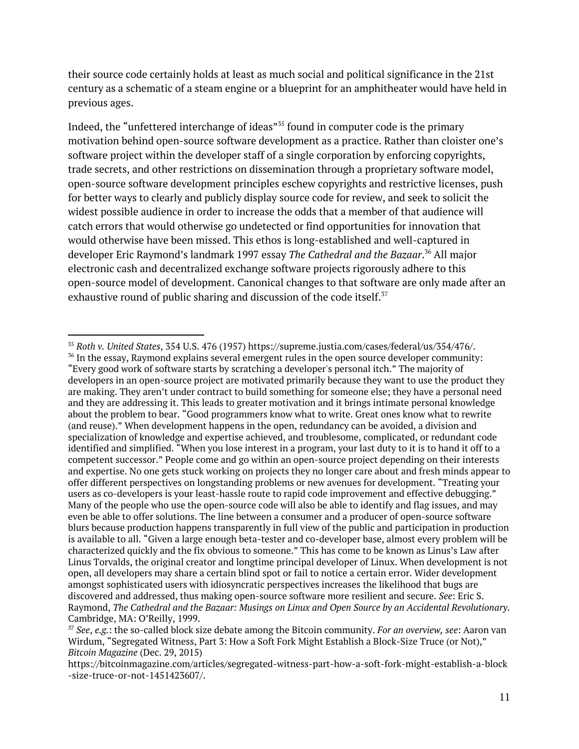their source code certainly holds at least as much social and political significance in the 21st century as a schematic of a steam engine or a blueprint for an amphitheater would have held in previous ages.

Indeed, the "unfettered interchange of ideas"[35] found in computer code is the primary motivation behind open-source software development as a practice. Rather than cloister one's software project within the developer staff of a single corporation by enforcing copyrights, trade secrets, and other restrictions on dissemination through a proprietary software model, open-source software development principles eschew copyrights and restrictive licenses, push for better ways to clearly and publicly display source code for review, and seek to solicit the widest possible audience in order to increase the odds that a member of that audience will catch errors that would otherwise go undetected or find opportunities for innovation that would otherwise have been missed. This ethos is long-established and well-captured in developer Eric Raymond's landmark 1997 essay *The Cathedral and the Bazaar*.[36] All major electronic cash and decentralized exchange software projects rigorously adhere to this open-source model of development. Canonical changes to that software are only made after an exhaustive round of public sharing and discussion of the code itself.[37]

---

[35] *Roth v. United States*, 354 U.S. 476 (1957) https://supreme.justia.com/cases/federal/us/354/476/.

[36] In the essay, Raymond explains several emergent rules in the open source developer community: "Every good work of software starts by scratching a developer's personal itch." The majority of developers in an open-source project are motivated primarily because they want to use the product they are making. They aren't under contract to build something for someone else; they have a personal need and they are addressing it. This leads to greater motivation and it brings intimate personal knowledge about the problem to bear. "Good programmers know what to write. Great ones know what to rewrite (and reuse)." When development happens in the open, redundancy can be avoided, a division and specialization of knowledge and expertise achieved, and troublesome, complicated, or redundant code identified and simplified. "When you lose interest in a program, your last duty to it is to hand it off to a competent successor." People come and go within an open-source project depending on their interests and expertise. No one gets stuck working on projects they no longer care about and fresh minds appear to offer different perspectives on longstanding problems or new avenues for development. "Treating your users as co-developers is your least-hassle route to rapid code improvement and effective debugging." Many of the people who use the open-source code will also be able to identify and flag issues, and may even be able to offer solutions. The line between a consumer and a producer of open-source software blurs because production happens transparently in full view of the public and participation in production is available to all. "Given a large enough beta-tester and co-developer base, almost every problem will be characterized quickly and the fix obvious to someone." This has come to be known as Linus's Law after Linus Torvalds, the original creator and longtime principal developer of Linux. When development is not open, all developers may share a certain blind spot or fail to notice a certain error. Wider development amongst sophisticated users with idiosyncratic perspectives increases the likelihood that bugs are discovered and addressed, thus making open-source software more resilient and secure. *See*: Eric S. Raymond, *The Cathedral and the Bazaar: Musings on Linux and Open Source by an Accidental Revolutionary*. Cambridge, MA: O'Reilly, 1999.

[37] *See, e.g.*: the so-called block size debate among the Bitcoin community. *For an overview, see*: Aaron van Wirdum, "Segregated Witness, Part 3: How a Soft Fork Might Establish a Block-Size Truce (or Not)," *Bitcoin Magazine* (Dec. 29, 2015) https://bitcoinmagazine.com/articles/segregated-witness-part-how-a-soft-fork-might-establish-a-block-size-truce-or-not-1451423607/.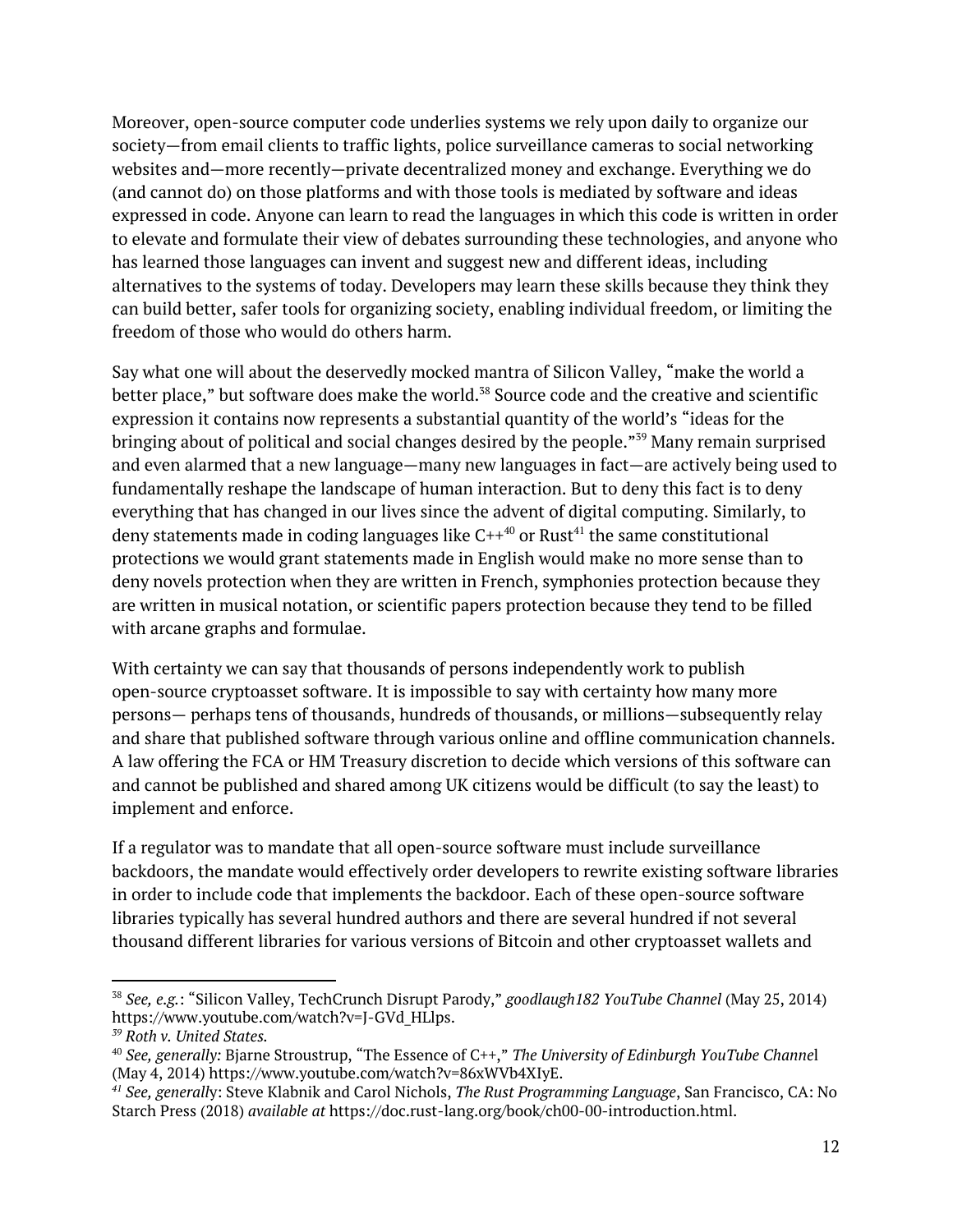Moreover, open-source computer code underlies systems we rely upon daily to organize our society—from email clients to traffic lights, police surveillance cameras to social networking websites and—more recently—private decentralized money and exchange. Everything we do (and cannot do) on those platforms and with those tools is mediated by software and ideas expressed in code. Anyone can learn to read the languages in which this code is written in order to elevate and formulate their view of debates surrounding these technologies, and anyone who has learned those languages can invent and suggest new and different ideas, including alternatives to the systems of today. Developers may learn these skills because they think they can build better, safer tools for organizing society, enabling individual freedom, or limiting the freedom of those who would do others harm.

Say what one will about the deservedly mocked mantra of Silicon Valley, "make the world a better place," but software does make the world.[38] Source code and the creative and scientific expression it contains now represents a substantial quantity of the world's "ideas for the bringing about of political and social changes desired by the people."[39] Many remain surprised and even alarmed that a new language—many new languages in fact—are actively being used to fundamentally reshape the landscape of human interaction. But to deny this fact is to deny everything that has changed in our lives since the advent of digital computing. Similarly, to deny statements made in coding languages like C++[40] or Rust[41] the same constitutional protections we would grant statements made in English would make no more sense than to deny novels protection when they are written in French, symphonies protection because they are written in musical notation, or scientific papers protection because they tend to be filled with arcane graphs and formulae.

With certainty we can say that thousands of persons independently work to publish open-source cryptoasset software. It is impossible to say with certainty how many more persons— perhaps tens of thousands, hundreds of thousands, or millions—subsequently relay and share that published software through various online and offline communication channels. A law offering the FCA or HM Treasury discretion to decide which versions of this software can and cannot be published and shared among UK citizens would be difficult (to say the least) to implement and enforce.

If a regulator was to mandate that all open-source software must include surveillance backdoors, the mandate would effectively order developers to rewrite existing software libraries in order to include code that implements the backdoor. Each of these open-source software libraries typically has several hundred authors and there are several hundred if not several thousand different libraries for various versions of Bitcoin and other cryptoasset wallets and

---

[38] *See, e.g.*: "Silicon Valley, TechCrunch Disrupt Parody," *goodlaugh182 YouTube Channel* (May 25, 2014) https://www.youtube.com/watch?v=J-GVd_HLlps.

[39] *Roth v. United States.*

[40] *See, generally:* Bjarne Stroustrup, "The Essence of C++," *The University of Edinburgh YouTube Channel* (May 4, 2014) https://www.youtube.com/watch?v=86xWVb4XIyE.

[41] *See, generally*: Steve Klabnik and Carol Nichols, *The Rust Programming Language*, San Francisco, CA: No Starch Press (2018) *available at* https://doc.rust-lang.org/book/ch00-00-introduction.html.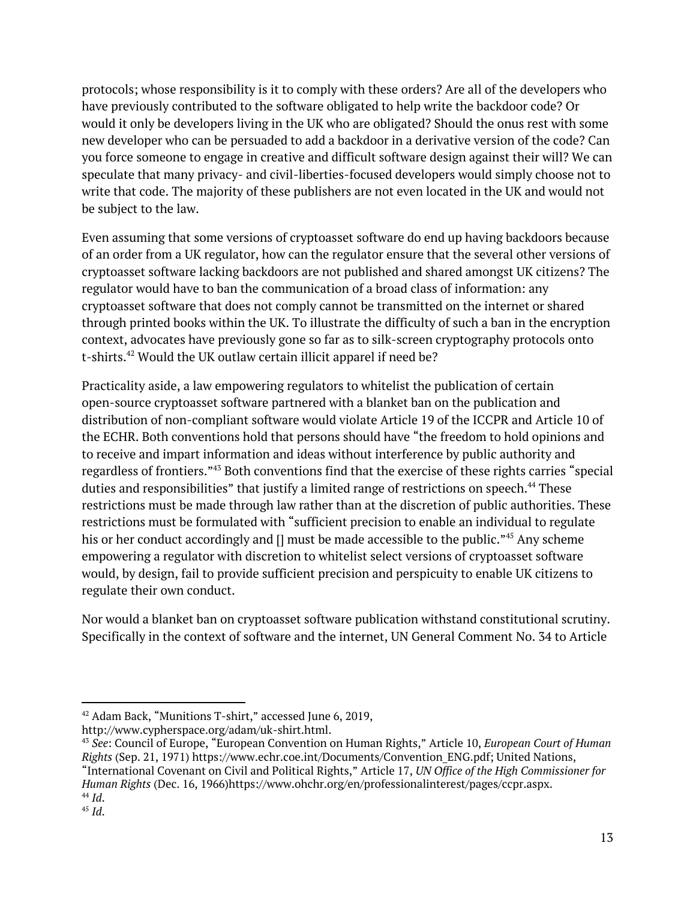protocols; whose responsibility is it to comply with these orders? Are all of the developers who have previously contributed to the software obligated to help write the backdoor code? Or would it only be developers living in the UK who are obligated? Should the onus rest with some new developer who can be persuaded to add a backdoor in a derivative version of the code? Can you force someone to engage in creative and difficult software design against their will? We can speculate that many privacy- and civil-liberties-focused developers would simply choose not to write that code. The majority of these publishers are not even located in the UK and would not be subject to the law.

Even assuming that some versions of cryptoasset software do end up having backdoors because of an order from a UK regulator, how can the regulator ensure that the several other versions of cryptoasset software lacking backdoors are not published and shared amongst UK citizens? The regulator would have to ban the communication of a broad class of information: any cryptoasset software that does not comply cannot be transmitted on the internet or shared through printed books within the UK. To illustrate the difficulty of such a ban in the encryption context, advocates have previously gone so far as to silk-screen cryptography protocols onto t-shirts.[42] Would the UK outlaw certain illicit apparel if need be?

Practicality aside, a law empowering regulators to whitelist the publication of certain open-source cryptoasset software partnered with a blanket ban on the publication and distribution of non-compliant software would violate Article 19 of the ICCPR and Article 10 of the ECHR. Both conventions hold that persons should have "the freedom to hold opinions and to receive and impart information and ideas without interference by public authority and regardless of frontiers."[43] Both conventions find that the exercise of these rights carries "special duties and responsibilities" that justify a limited range of restrictions on speech.[44] These restrictions must be made through law rather than at the discretion of public authorities. These restrictions must be formulated with "sufficient precision to enable an individual to regulate his or her conduct accordingly and [] must be made accessible to the public."[45] Any scheme empowering a regulator with discretion to whitelist select versions of cryptoasset software would, by design, fail to provide sufficient precision and perspicuity to enable UK citizens to regulate their own conduct.

Nor would a blanket ban on cryptoasset software publication withstand constitutional scrutiny. Specifically in the context of software and the internet, UN General Comment No. 34 to Article

---

[42] Adam Back, "Munitions T-shirt," accessed June 6, 2019, http://www.cypherspace.org/adam/uk-shirt.html.

[43] *See*: Council of Europe, "European Convention on Human Rights," Article 10, *European Court of Human Rights* (Sep. 21, 1971) https://www.echr.coe.int/Documents/Convention_ENG.pdf; United Nations, "International Covenant on Civil and Political Rights," Article 17, *UN Office of the High Commissioner for Human Rights* (Dec. 16, 1966)https://www.ohchr.org/en/professionalinterest/pages/ccpr.aspx.

[44] *Id*.

[45] *Id*.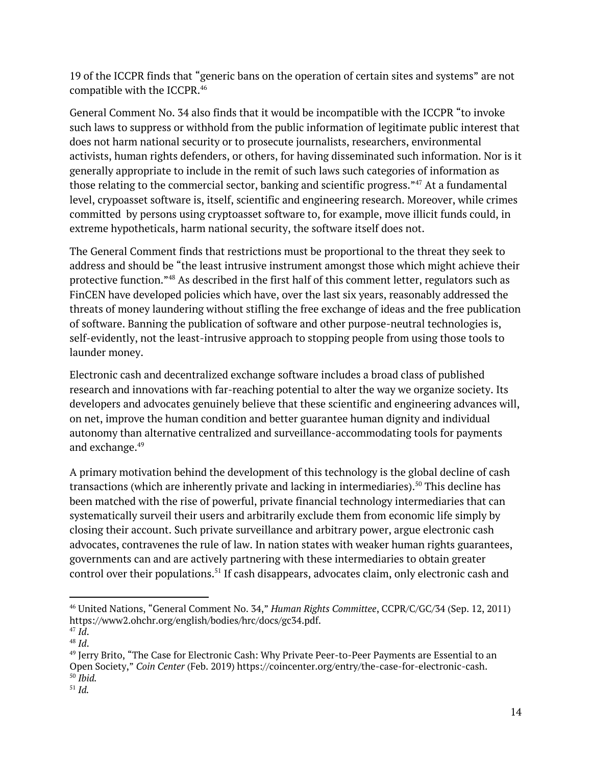19 of the ICCPR finds that "generic bans on the operation of certain sites and systems" are not compatible with the ICCPR.[46]

General Comment No. 34 also finds that it would be incompatible with the ICCPR "to invoke such laws to suppress or withhold from the public information of legitimate public interest that does not harm national security or to prosecute journalists, researchers, environmental activists, human rights defenders, or others, for having disseminated such information. Nor is it generally appropriate to include in the remit of such laws such categories of information as those relating to the commercial sector, banking and scientific progress."[47] At a fundamental level, crypoasset software is, itself, scientific and engineering research. Moreover, while crimes committed by persons using cryptoasset software to, for example, move illicit funds could, in extreme hypotheticals, harm national security, the software itself does not.

The General Comment finds that restrictions must be proportional to the threat they seek to address and should be "the least intrusive instrument amongst those which might achieve their protective function."[48] As described in the first half of this comment letter, regulators such as FinCEN have developed policies which have, over the last six years, reasonably addressed the threats of money laundering without stifling the free exchange of ideas and the free publication of software. Banning the publication of software and other purpose-neutral technologies is, self-evidently, not the least-intrusive approach to stopping people from using those tools to launder money.

Electronic cash and decentralized exchange software includes a broad class of published research and innovations with far-reaching potential to alter the way we organize society. Its developers and advocates genuinely believe that these scientific and engineering advances will, on net, improve the human condition and better guarantee human dignity and individual autonomy than alternative centralized and surveillance-accommodating tools for payments and exchange.[49]

A primary motivation behind the development of this technology is the global decline of cash transactions (which are inherently private and lacking in intermediaries).[50] This decline has been matched with the rise of powerful, private financial technology intermediaries that can systematically surveil their users and arbitrarily exclude them from economic life simply by closing their account. Such private surveillance and arbitrary power, argue electronic cash advocates, contravenes the rule of law. In nation states with weaker human rights guarantees, governments can and are actively partnering with these intermediaries to obtain greater control over their populations.[51] If cash disappears, advocates claim, only electronic cash and

---

[46] United Nations, "General Comment No. 34," *Human Rights Committee*, CCPR/C/GC/34 (Sep. 12, 2011) https://www2.ohchr.org/english/bodies/hrc/docs/gc34.pdf.

[47] *Id.*

[48] *Id.*

[49] Jerry Brito, "The Case for Electronic Cash: Why Private Peer-to-Peer Payments are Essential to an Open Society," *Coin Center* (Feb. 2019) https://coincenter.org/entry/the-case-for-electronic-cash.

[50] *Ibid.*

[51] *Id.*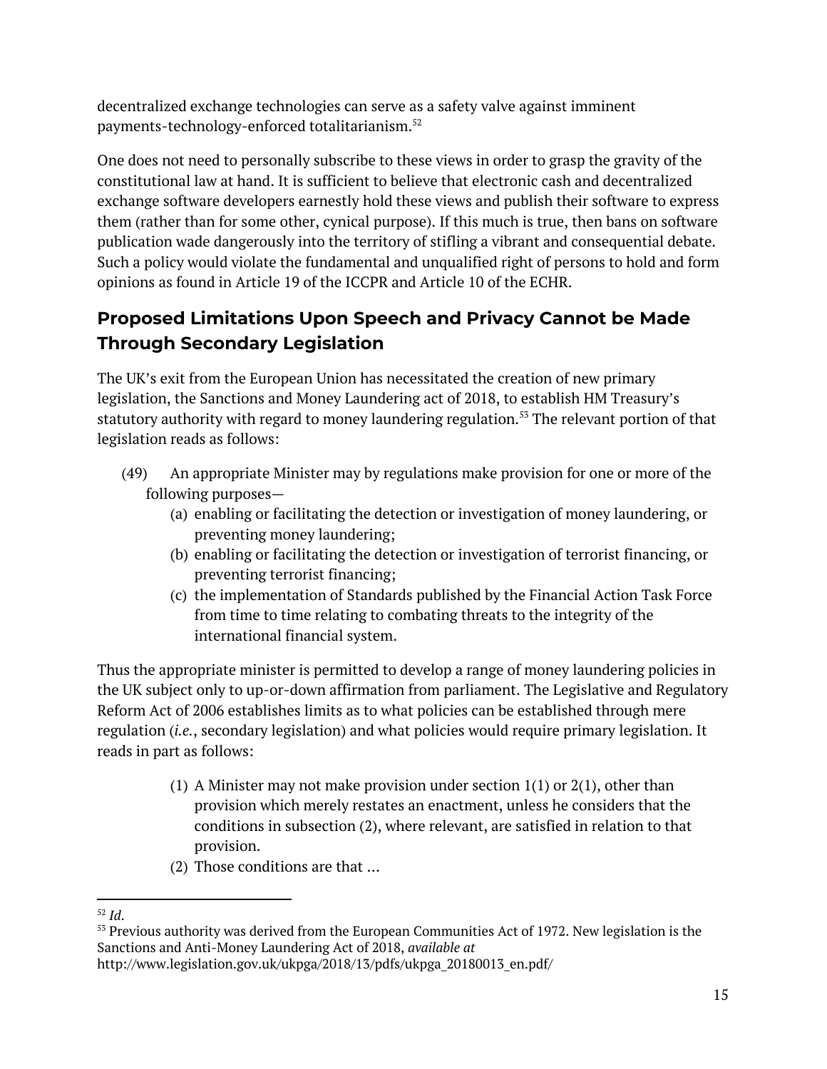decentralized exchange technologies can serve as a safety valve against imminent payments-technology-enforced totalitarianism.[52]

One does not need to personally subscribe to these views in order to grasp the gravity of the constitutional law at hand. It is sufficient to believe that electronic cash and decentralized exchange software developers earnestly hold these views and publish their software to express them (rather than for some other, cynical purpose). If this much is true, then bans on software publication wade dangerously into the territory of stifling a vibrant and consequential debate. Such a policy would violate the fundamental and unqualified right of persons to hold and form opinions as found in Article 19 of the ICCPR and Article 10 of the ECHR.

## Proposed Limitations Upon Speech and Privacy Cannot be Made Through Secondary Legislation

The UK's exit from the European Union has necessitated the creation of new primary legislation, the Sanctions and Money Laundering act of 2018, to establish HM Treasury's statutory authority with regard to money laundering regulation.[53] The relevant portion of that legislation reads as follows:

> (49) An appropriate Minister may by regulations make provision for one or more of the following purposes—
> (a) enabling or facilitating the detection or investigation of money laundering, or preventing money laundering;
> (b) enabling or facilitating the detection or investigation of terrorist financing, or preventing terrorist financing;
> (c) the implementation of Standards published by the Financial Action Task Force from time to time relating to combating threats to the integrity of the international financial system.

Thus the appropriate minister is permitted to develop a range of money laundering policies in the UK subject only to up-or-down affirmation from parliament. The Legislative and Regulatory Reform Act of 2006 establishes limits as to what policies can be established through mere regulation (*i.e.*, secondary legislation) and what policies would require primary legislation. It reads in part as follows:

> (1) A Minister may not make provision under section 1(1) or 2(1), other than provision which merely restates an enactment, unless he considers that the conditions in subsection (2), where relevant, are satisfied in relation to that provision.
> (2) Those conditions are that …

---

[52] *Id.*

[53] Previous authority was derived from the European Communities Act of 1972. New legislation is the Sanctions and Anti-Money Laundering Act of 2018, *available at* http://www.legislation.gov.uk/ukpga/2018/13/pdfs/ukpga_20180013_en.pdf/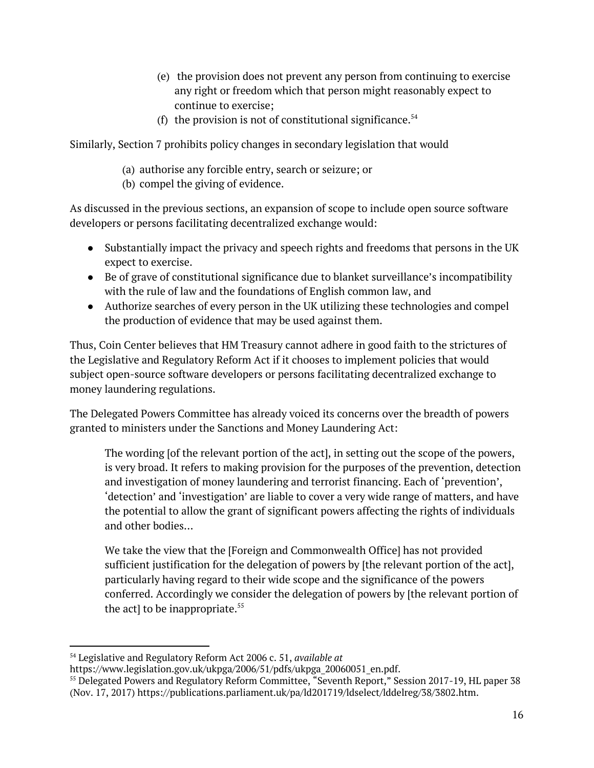(e) the provision does not prevent any person from continuing to exercise any right or freedom which that person might reasonably expect to continue to exercise;

(f) the provision is not of constitutional significance.[54]

Similarly, Section 7 prohibits policy changes in secondary legislation that would

(a) authorise any forcible entry, search or seizure; or

(b) compel the giving of evidence.

As discussed in the previous sections, an expansion of scope to include open source software developers or persons facilitating decentralized exchange would:

- Substantially impact the privacy and speech rights and freedoms that persons in the UK expect to exercise.
- Be of grave of constitutional significance due to blanket surveillance's incompatibility with the rule of law and the foundations of English common law, and
- Authorize searches of every person in the UK utilizing these technologies and compel the production of evidence that may be used against them.

Thus, Coin Center believes that HM Treasury cannot adhere in good faith to the strictures of the Legislative and Regulatory Reform Act if it chooses to implement policies that would subject open-source software developers or persons facilitating decentralized exchange to money laundering regulations.

The Delegated Powers Committee has already voiced its concerns over the breadth of powers granted to ministers under the Sanctions and Money Laundering Act:

> The wording [of the relevant portion of the act], in setting out the scope of the powers, is very broad. It refers to making provision for the purposes of the prevention, detection and investigation of money laundering and terrorist financing. Each of 'prevention', 'detection' and 'investigation' are liable to cover a very wide range of matters, and have the potential to allow the grant of significant powers affecting the rights of individuals and other bodies...
>
> We take the view that the [Foreign and Commonwealth Office] has not provided sufficient justification for the delegation of powers by [the relevant portion of the act], particularly having regard to their wide scope and the significance of the powers conferred. Accordingly we consider the delegation of powers by [the relevant portion of the act] to be inappropriate.[55]

---

[54] Legislative and Regulatory Reform Act 2006 c. 51, *available at* https://www.legislation.gov.uk/ukpga/2006/51/pdfs/ukpga_20060051_en.pdf.

[55] Delegated Powers and Regulatory Reform Committee, "Seventh Report," Session 2017-19, HL paper 38 (Nov. 17, 2017) https://publications.parliament.uk/pa/ld201719/ldselect/lddelreg/38/3802.htm.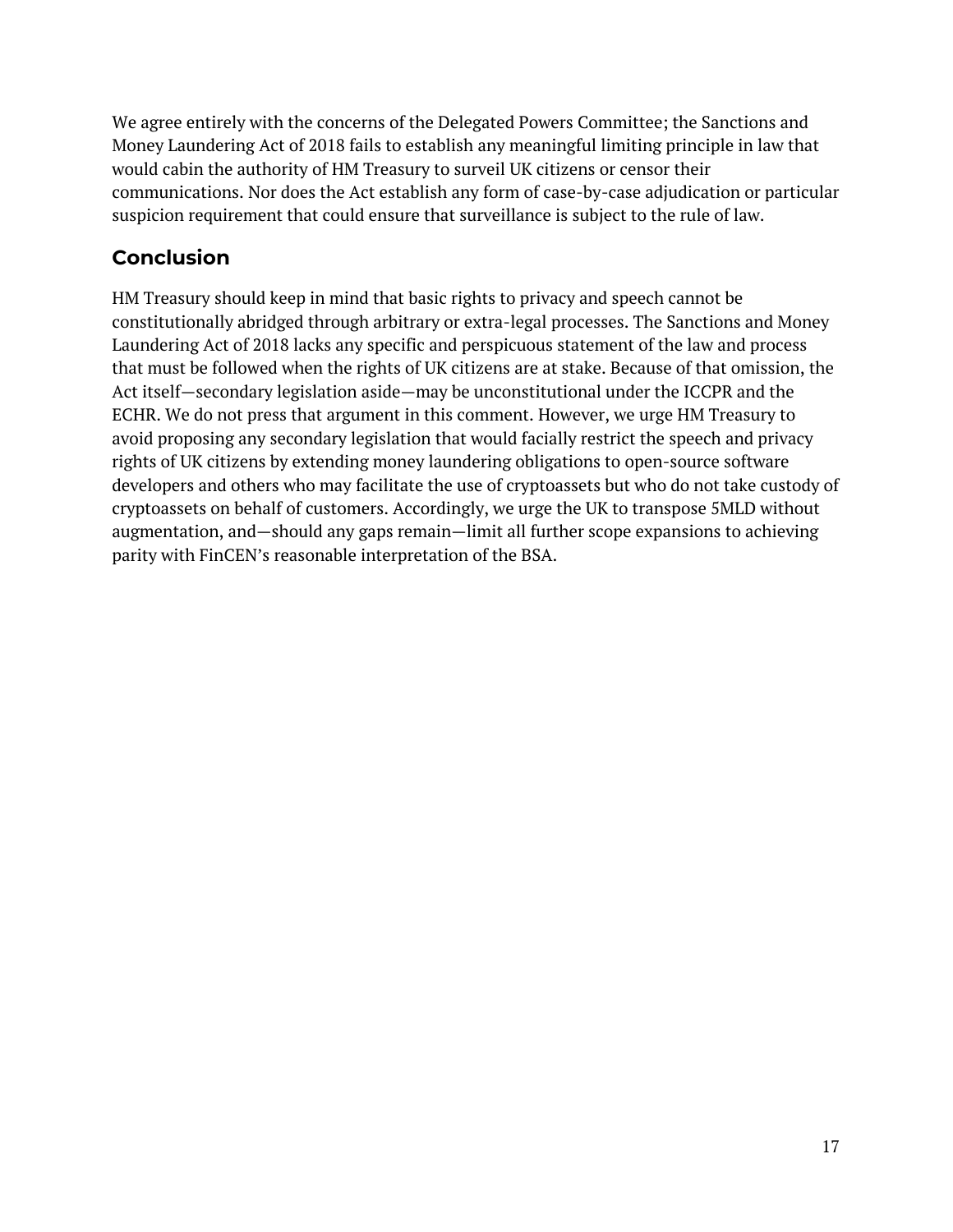We agree entirely with the concerns of the Delegated Powers Committee; the Sanctions and Money Laundering Act of 2018 fails to establish any meaningful limiting principle in law that would cabin the authority of HM Treasury to surveil UK citizens or censor their communications. Nor does the Act establish any form of case-by-case adjudication or particular suspicion requirement that could ensure that surveillance is subject to the rule of law.

## Conclusion

HM Treasury should keep in mind that basic rights to privacy and speech cannot be constitutionally abridged through arbitrary or extra-legal processes. The Sanctions and Money Laundering Act of 2018 lacks any specific and perspicuous statement of the law and process that must be followed when the rights of UK citizens are at stake. Because of that omission, the Act itself—secondary legislation aside—may be unconstitutional under the ICCPR and the ECHR. We do not press that argument in this comment. However, we urge HM Treasury to avoid proposing any secondary legislation that would facially restrict the speech and privacy rights of UK citizens by extending money laundering obligations to open-source software developers and others who may facilitate the use of cryptoassets but who do not take custody of cryptoassets on behalf of customers. Accordingly, we urge the UK to transpose 5MLD without augmentation, and—should any gaps remain—limit all further scope expansions to achieving parity with FinCEN's reasonable interpretation of the BSA.